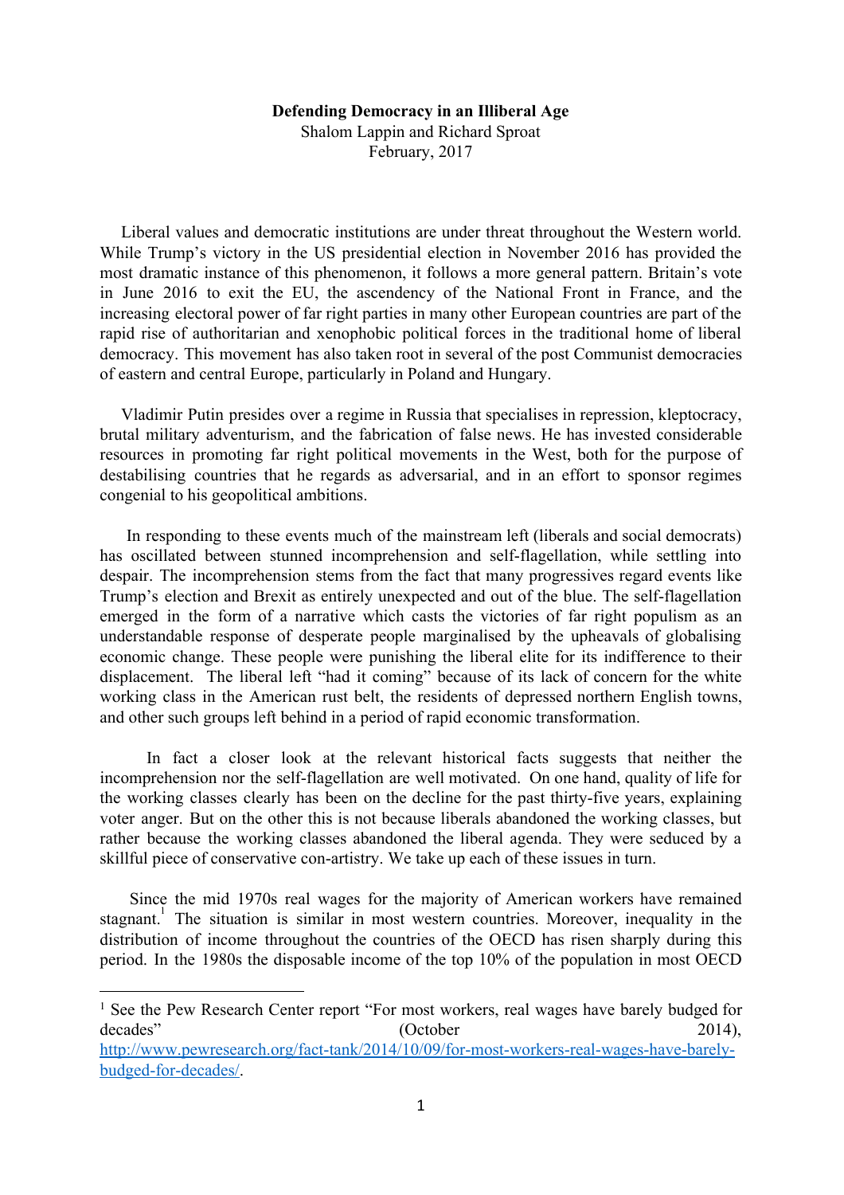**Defending Democracy in an Illiberal Age**

Shalom Lappin and Richard Sproat

February, 2017

Liberal values and democratic institutions are under threat throughout the Western world. While Trump's victory in the US presidential election in November 2016 has provided the most dramatic instance of this phenomenon, it follows a more general pattern. Britain's vote in June 2016 to exit the EU, the ascendency of the National Front in France, and the increasing electoral power of far right parties in many other European countries are part of the rapid rise of authoritarian and xenophobic political forces in the traditional home of liberal democracy. This movement has also taken root in several of the post Communist democracies of eastern and central Europe, particularly in Poland and Hungary.

Vladimir Putin presides over a regime in Russia that specialises in repression, kleptocracy, brutal military adventurism, and the fabrication of false news. He has invested considerable resources in promoting far right political movements in the West, both for the purpose of destabilising countries that he regards as adversarial, and in an effort to sponsor regimes congenial to his geopolitical ambitions.

In responding to these events much of the mainstream left (liberals and social democrats) has oscillated between stunned incomprehension and self-flagellation, while settling into despair. The incomprehension stems from the fact that many progressives regard events like Trump's election and Brexit as entirely unexpected and out of the blue. The self-flagellation emerged in the form of a narrative which casts the victories of far right populism as an understandable response of desperate people marginalised by the upheavals of globalising economic change. These people were punishing the liberal elite for its indifference to their displacement. The liberal left "had it coming" because of its lack of concern for the white working class in the American rust belt, the residents of depressed northern English towns, and other such groups left behind in a period of rapid economic transformation.

In fact a closer look at the relevant historical facts suggests that neither the incomprehension nor the self-flagellation are well motivated. On one hand, quality of life for the working classes clearly has been on the decline for the past thirty-five years, explaining voter anger. But on the other this is not because liberals abandoned the working classes, but rather because the working classes abandoned the liberal agenda. They were seduced by a skillful piece of conservative con-artistry. We take up each of these issues in turn.

Since the mid 1970s real wages for the majority of American workers have remained stagnant.[1] The situation is similar in most western countries. Moreover, inequality in the distribution of income throughout the countries of the OECD has risen sharply during this period. In the 1980s the disposable income of the top 10% of the population in most OECD

---

[1] See the Pew Research Center report "For most workers, real wages have barely budged for decades" (October 2014), http://www.pewresearch.org/fact-tank/2014/10/09/for-most-workers-real-wages-have-barely-budged-for-decades/.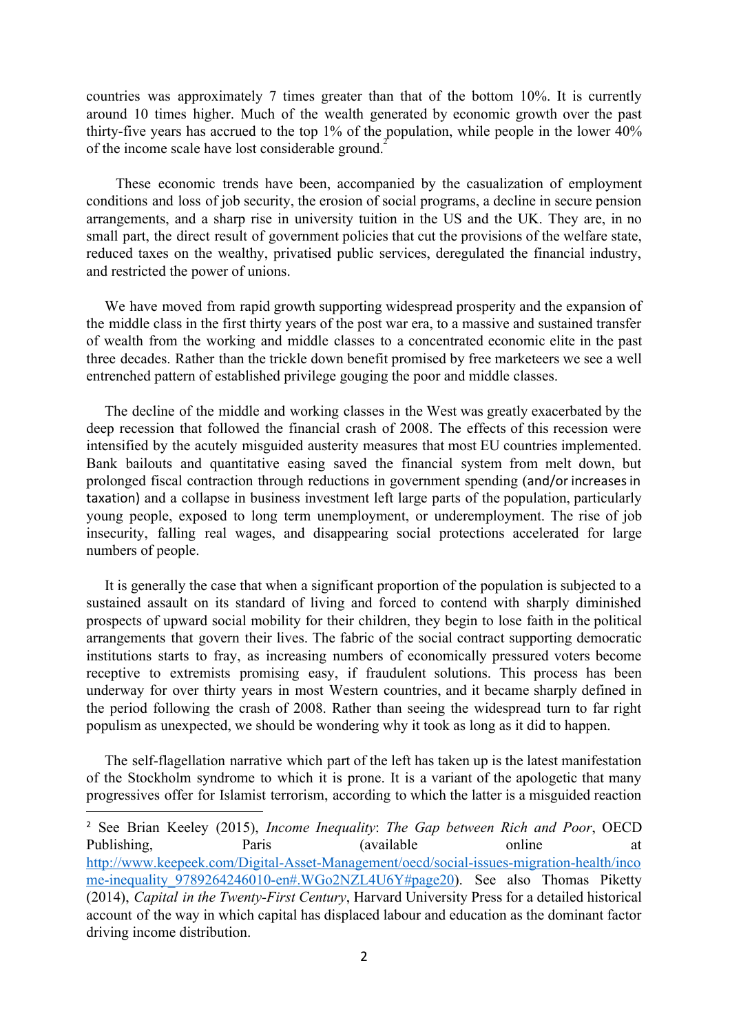countries was approximately 7 times greater than that of the bottom 10%. It is currently around 10 times higher. Much of the wealth generated by economic growth over the past thirty-five years has accrued to the top 1% of the population, while people in the lower 40% of the income scale have lost considerable ground.[2]

These economic trends have been, accompanied by the casualization of employment conditions and loss of job security, the erosion of social programs, a decline in secure pension arrangements, and a sharp rise in university tuition in the US and the UK. They are, in no small part, the direct result of government policies that cut the provisions of the welfare state, reduced taxes on the wealthy, privatised public services, deregulated the financial industry, and restricted the power of unions.

We have moved from rapid growth supporting widespread prosperity and the expansion of the middle class in the first thirty years of the post war era, to a massive and sustained transfer of wealth from the working and middle classes to a concentrated economic elite in the past three decades. Rather than the trickle down benefit promised by free marketeers we see a well entrenched pattern of established privilege gouging the poor and middle classes.

The decline of the middle and working classes in the West was greatly exacerbated by the deep recession that followed the financial crash of 2008. The effects of this recession were intensified by the acutely misguided austerity measures that most EU countries implemented. Bank bailouts and quantitative easing saved the financial system from melt down, but prolonged fiscal contraction through reductions in government spending (and/or increases in taxation) and a collapse in business investment left large parts of the population, particularly young people, exposed to long term unemployment, or underemployment. The rise of job insecurity, falling real wages, and disappearing social protections accelerated for large numbers of people.

It is generally the case that when a significant proportion of the population is subjected to a sustained assault on its standard of living and forced to contend with sharply diminished prospects of upward social mobility for their children, they begin to lose faith in the political arrangements that govern their lives. The fabric of the social contract supporting democratic institutions starts to fray, as increasing numbers of economically pressured voters become receptive to extremists promising easy, if fraudulent solutions. This process has been underway for over thirty years in most Western countries, and it became sharply defined in the period following the crash of 2008. Rather than seeing the widespread turn to far right populism as unexpected, we should be wondering why it took as long as it did to happen.

The self-flagellation narrative which part of the left has taken up is the latest manifestation of the Stockholm syndrome to which it is prone. It is a variant of the apologetic that many progressives offer for Islamist terrorism, according to which the latter is a misguided reaction

---

[2] See Brian Keeley (2015), *Income Inequality*: *The Gap between Rich and Poor*, OECD Publishing, Paris (available online at http://www.keepeek.com/Digital-Asset-Management/oecd/social-issues-migration-health/income-inequality_9789264246010-en#.WGo2NZL4U6Y#page20). See also Thomas Piketty (2014), *Capital in the Twenty-First Century*, Harvard University Press for a detailed historical account of the way in which capital has displaced labour and education as the dominant factor driving income distribution.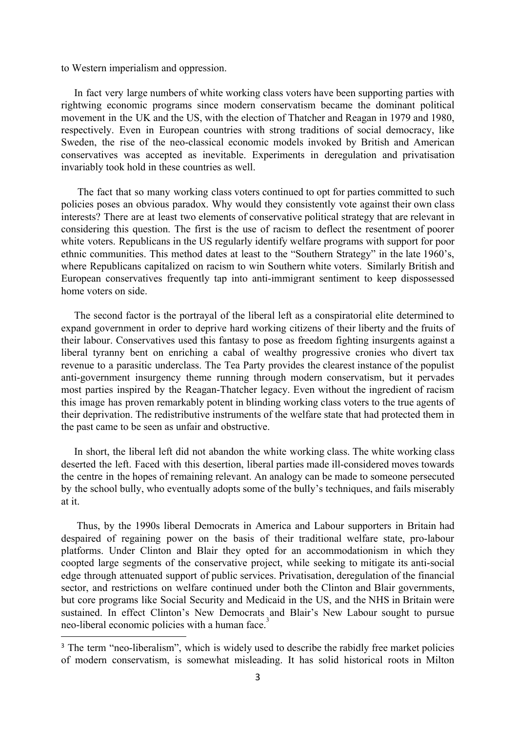to Western imperialism and oppression.

In fact very large numbers of white working class voters have been supporting parties with rightwing economic programs since modern conservatism became the dominant political movement in the UK and the US, with the election of Thatcher and Reagan in 1979 and 1980, respectively. Even in European countries with strong traditions of social democracy, like Sweden, the rise of the neo-classical economic models invoked by British and American conservatives was accepted as inevitable. Experiments in deregulation and privatisation invariably took hold in these countries as well.

The fact that so many working class voters continued to opt for parties committed to such policies poses an obvious paradox. Why would they consistently vote against their own class interests? There are at least two elements of conservative political strategy that are relevant in considering this question. The first is the use of racism to deflect the resentment of poorer white voters. Republicans in the US regularly identify welfare programs with support for poor ethnic communities. This method dates at least to the "Southern Strategy" in the late 1960's, where Republicans capitalized on racism to win Southern white voters. Similarly British and European conservatives frequently tap into anti-immigrant sentiment to keep dispossessed home voters on side.

The second factor is the portrayal of the liberal left as a conspiratorial elite determined to expand government in order to deprive hard working citizens of their liberty and the fruits of their labour. Conservatives used this fantasy to pose as freedom fighting insurgents against a liberal tyranny bent on enriching a cabal of wealthy progressive cronies who divert tax revenue to a parasitic underclass. The Tea Party provides the clearest instance of the populist anti-government insurgency theme running through modern conservatism, but it pervades most parties inspired by the Reagan-Thatcher legacy. Even without the ingredient of racism this image has proven remarkably potent in blinding working class voters to the true agents of their deprivation. The redistributive instruments of the welfare state that had protected them in the past came to be seen as unfair and obstructive.

In short, the liberal left did not abandon the white working class. The white working class deserted the left. Faced with this desertion, liberal parties made ill-considered moves towards the centre in the hopes of remaining relevant. An analogy can be made to someone persecuted by the school bully, who eventually adopts some of the bully's techniques, and fails miserably at it.

Thus, by the 1990s liberal Democrats in America and Labour supporters in Britain had despaired of regaining power on the basis of their traditional welfare state, pro-labour platforms. Under Clinton and Blair they opted for an accommodationism in which they coopted large segments of the conservative project, while seeking to mitigate its anti-social edge through attenuated support of public services. Privatisation, deregulation of the financial sector, and restrictions on welfare continued under both the Clinton and Blair governments, but core programs like Social Security and Medicaid in the US, and the NHS in Britain were sustained. In effect Clinton's New Democrats and Blair's New Labour sought to pursue neo-liberal economic policies with a human face.[3]

[3] The term "neo-liberalism", which is widely used to describe the rabidly free market policies of modern conservatism, is somewhat misleading. It has solid historical roots in Milton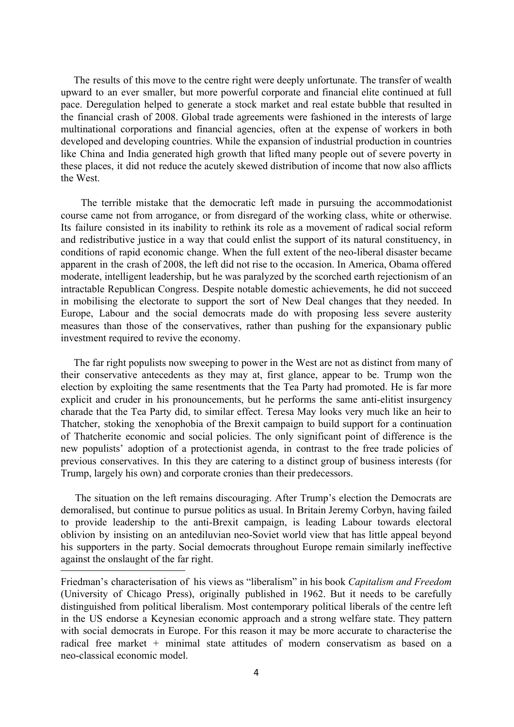The results of this move to the centre right were deeply unfortunate. The transfer of wealth upward to an ever smaller, but more powerful corporate and financial elite continued at full pace. Deregulation helped to generate a stock market and real estate bubble that resulted in the financial crash of 2008. Global trade agreements were fashioned in the interests of large multinational corporations and financial agencies, often at the expense of workers in both developed and developing countries. While the expansion of industrial production in countries like China and India generated high growth that lifted many people out of severe poverty in these places, it did not reduce the acutely skewed distribution of income that now also afflicts the West.

The terrible mistake that the democratic left made in pursuing the accommodationist course came not from arrogance, or from disregard of the working class, white or otherwise. Its failure consisted in its inability to rethink its role as a movement of radical social reform and redistributive justice in a way that could enlist the support of its natural constituency, in conditions of rapid economic change. When the full extent of the neo-liberal disaster became apparent in the crash of 2008, the left did not rise to the occasion. In America, Obama offered moderate, intelligent leadership, but he was paralyzed by the scorched earth rejectionism of an intractable Republican Congress. Despite notable domestic achievements, he did not succeed in mobilising the electorate to support the sort of New Deal changes that they needed. In Europe, Labour and the social democrats made do with proposing less severe austerity measures than those of the conservatives, rather than pushing for the expansionary public investment required to revive the economy.

The far right populists now sweeping to power in the West are not as distinct from many of their conservative antecedents as they may at, first glance, appear to be. Trump won the election by exploiting the same resentments that the Tea Party had promoted. He is far more explicit and cruder in his pronouncements, but he performs the same anti-elitist insurgency charade that the Tea Party did, to similar effect. Teresa May looks very much like an heir to Thatcher, stoking the xenophobia of the Brexit campaign to build support for a continuation of Thatcherite economic and social policies. The only significant point of difference is the new populists' adoption of a protectionist agenda, in contrast to the free trade policies of previous conservatives. In this they are catering to a distinct group of business interests (for Trump, largely his own) and corporate cronies than their predecessors.

The situation on the left remains discouraging. After Trump's election the Democrats are demoralised, but continue to pursue politics as usual. In Britain Jeremy Corbyn, having failed to provide leadership to the anti-Brexit campaign, is leading Labour towards electoral oblivion by insisting on an antediluvian neo-Soviet world view that has little appeal beyond his supporters in the party. Social democrats throughout Europe remain similarly ineffective against the onslaught of the far right.

---

Friedman's characterisation of his views as "liberalism" in his book *Capitalism and Freedom* (University of Chicago Press), originally published in 1962. But it needs to be carefully distinguished from political liberalism. Most contemporary political liberals of the centre left in the US endorse a Keynesian economic approach and a strong welfare state. They pattern with social democrats in Europe. For this reason it may be more accurate to characterise the radical free market + minimal state attitudes of modern conservatism as based on a neo-classical economic model.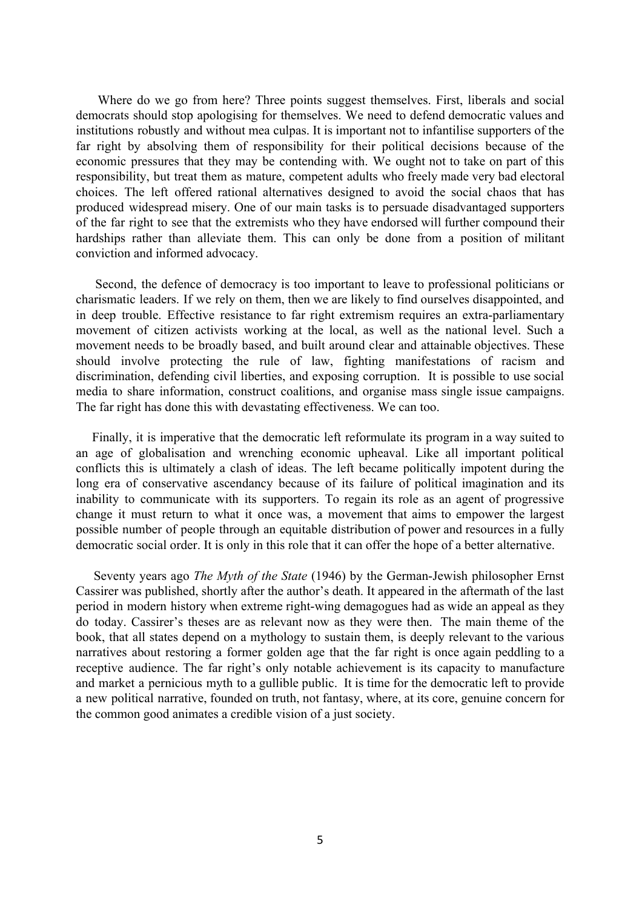Where do we go from here? Three points suggest themselves. First, liberals and social democrats should stop apologising for themselves. We need to defend democratic values and institutions robustly and without mea culpas. It is important not to infantilise supporters of the far right by absolving them of responsibility for their political decisions because of the economic pressures that they may be contending with. We ought not to take on part of this responsibility, but treat them as mature, competent adults who freely made very bad electoral choices. The left offered rational alternatives designed to avoid the social chaos that has produced widespread misery. One of our main tasks is to persuade disadvantaged supporters of the far right to see that the extremists who they have endorsed will further compound their hardships rather than alleviate them. This can only be done from a position of militant conviction and informed advocacy.

Second, the defence of democracy is too important to leave to professional politicians or charismatic leaders. If we rely on them, then we are likely to find ourselves disappointed, and in deep trouble. Effective resistance to far right extremism requires an extra-parliamentary movement of citizen activists working at the local, as well as the national level. Such a movement needs to be broadly based, and built around clear and attainable objectives. These should involve protecting the rule of law, fighting manifestations of racism and discrimination, defending civil liberties, and exposing corruption. It is possible to use social media to share information, construct coalitions, and organise mass single issue campaigns. The far right has done this with devastating effectiveness. We can too.

Finally, it is imperative that the democratic left reformulate its program in a way suited to an age of globalisation and wrenching economic upheaval. Like all important political conflicts this is ultimately a clash of ideas. The left became politically impotent during the long era of conservative ascendancy because of its failure of political imagination and its inability to communicate with its supporters. To regain its role as an agent of progressive change it must return to what it once was, a movement that aims to empower the largest possible number of people through an equitable distribution of power and resources in a fully democratic social order. It is only in this role that it can offer the hope of a better alternative.

Seventy years ago *The Myth of the State* (1946) by the German-Jewish philosopher Ernst Cassirer was published, shortly after the author's death. It appeared in the aftermath of the last period in modern history when extreme right-wing demagogues had as wide an appeal as they do today. Cassirer's theses are as relevant now as they were then. The main theme of the book, that all states depend on a mythology to sustain them, is deeply relevant to the various narratives about restoring a former golden age that the far right is once again peddling to a receptive audience. The far right's only notable achievement is its capacity to manufacture and market a pernicious myth to a gullible public. It is time for the democratic left to provide a new political narrative, founded on truth, not fantasy, where, at its core, genuine concern for the common good animates a credible vision of a just society.